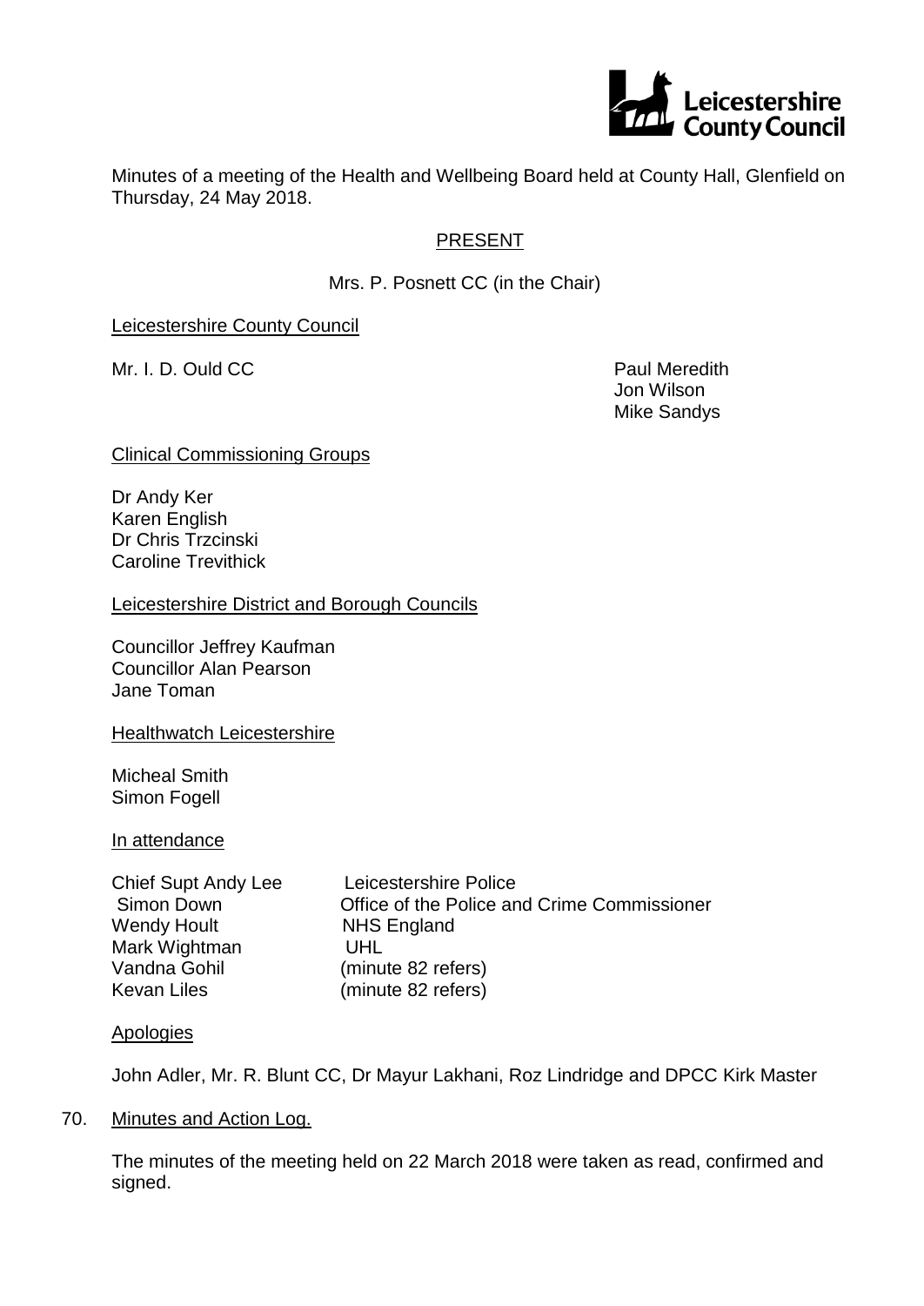Minutes of a meeting of the Health and Wellbeing Board held at County Hall, Glenfield on Thursday, 24 May 2018.

PRESENT

Mrs. P. Posnett CC (in the Chair)

Leicestershire County Council

Mr. I. D. Ould CC

Paul Meredith
Jon Wilson
Mike Sandys

Clinical Commissioning Groups

Dr Andy Ker
Karen English
Dr Chris Trzcinski
Caroline Trevithick

Leicestershire District and Borough Councils

Councillor Jeffrey Kaufman
Councillor Alan Pearson
Jane Toman

Healthwatch Leicestershire

Micheal Smith
Simon Fogell

In attendance

| | |
|---|---|
| Chief Supt Andy Lee | Leicestershire Police |
| Simon Down | Office of the Police and Crime Commissioner |
| Wendy Hoult | NHS England |
| Mark Wightman | UHL |
| Vandna Gohil | (minute 82 refers) |
| Kevan Liles | (minute 82 refers) |

Apologies

John Adler, Mr. R. Blunt CC, Dr Mayur Lakhani, Roz Lindridge and DPCC Kirk Master

70. Minutes and Action Log.

The minutes of the meeting held on 22 March 2018 were taken as read, confirmed and signed.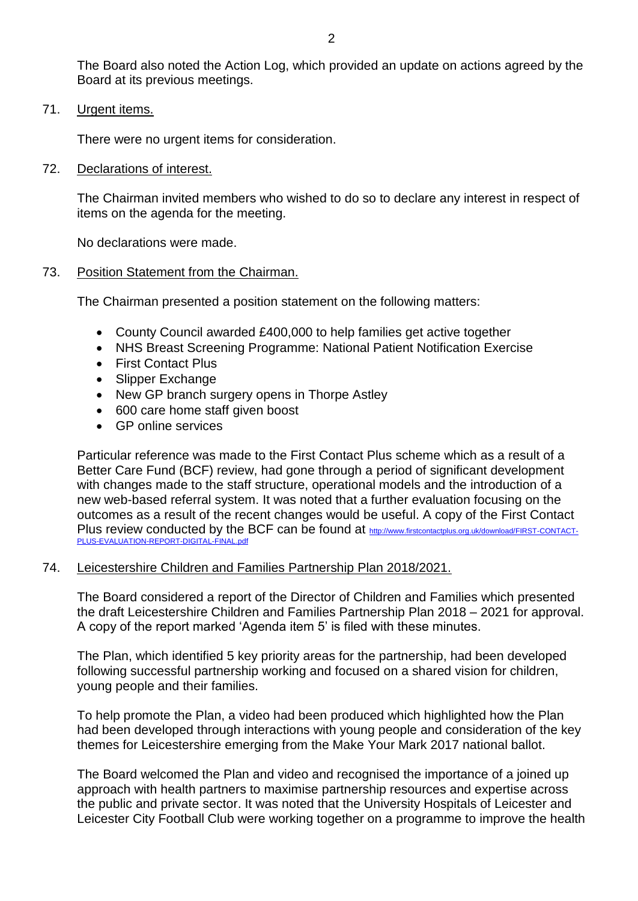The Board also noted the Action Log, which provided an update on actions agreed by the Board at its previous meetings.

71. Urgent items.

There were no urgent items for consideration.

72. Declarations of interest.

The Chairman invited members who wished to do so to declare any interest in respect of items on the agenda for the meeting.

No declarations were made.

73. Position Statement from the Chairman.

The Chairman presented a position statement on the following matters:

- County Council awarded £400,000 to help families get active together
- NHS Breast Screening Programme: National Patient Notification Exercise
- First Contact Plus
- Slipper Exchange
- New GP branch surgery opens in Thorpe Astley
- 600 care home staff given boost
- GP online services

Particular reference was made to the First Contact Plus scheme which as a result of a Better Care Fund (BCF) review, had gone through a period of significant development with changes made to the staff structure, operational models and the introduction of a new web-based referral system. It was noted that a further evaluation focusing on the outcomes as a result of the recent changes would be useful. A copy of the First Contact Plus review conducted by the BCF can be found at http://www.firstcontactplus.org.uk/download/FIRST-CONTACT-PLUS-EVALUATION-REPORT-DIGITAL-FINAL.pdf

74. Leicestershire Children and Families Partnership Plan 2018/2021.

The Board considered a report of the Director of Children and Families which presented the draft Leicestershire Children and Families Partnership Plan 2018 – 2021 for approval. A copy of the report marked 'Agenda item 5' is filed with these minutes.

The Plan, which identified 5 key priority areas for the partnership, had been developed following successful partnership working and focused on a shared vision for children, young people and their families.

To help promote the Plan, a video had been produced which highlighted how the Plan had been developed through interactions with young people and consideration of the key themes for Leicestershire emerging from the Make Your Mark 2017 national ballot.

The Board welcomed the Plan and video and recognised the importance of a joined up approach with health partners to maximise partnership resources and expertise across the public and private sector. It was noted that the University Hospitals of Leicester and Leicester City Football Club were working together on a programme to improve the health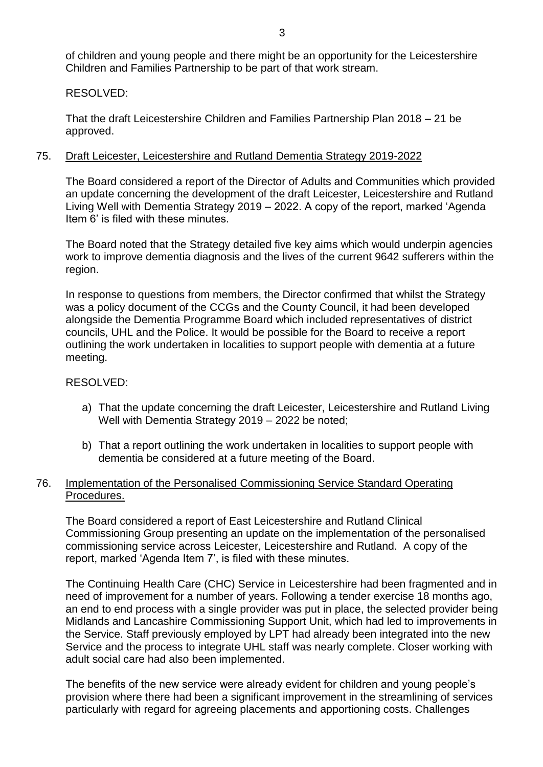of children and young people and there might be an opportunity for the Leicestershire Children and Families Partnership to be part of that work stream.

RESOLVED:

That the draft Leicestershire Children and Families Partnership Plan 2018 – 21 be approved.

## 75. Draft Leicester, Leicestershire and Rutland Dementia Strategy 2019-2022

The Board considered a report of the Director of Adults and Communities which provided an update concerning the development of the draft Leicester, Leicestershire and Rutland Living Well with Dementia Strategy 2019 – 2022. A copy of the report, marked 'Agenda Item 6' is filed with these minutes.

The Board noted that the Strategy detailed five key aims which would underpin agencies work to improve dementia diagnosis and the lives of the current 9642 sufferers within the region.

In response to questions from members, the Director confirmed that whilst the Strategy was a policy document of the CCGs and the County Council, it had been developed alongside the Dementia Programme Board which included representatives of district councils, UHL and the Police. It would be possible for the Board to receive a report outlining the work undertaken in localities to support people with dementia at a future meeting.

RESOLVED:

a) That the update concerning the draft Leicester, Leicestershire and Rutland Living Well with Dementia Strategy 2019 – 2022 be noted;

b) That a report outlining the work undertaken in localities to support people with dementia be considered at a future meeting of the Board.

## 76. Implementation of the Personalised Commissioning Service Standard Operating Procedures.

The Board considered a report of East Leicestershire and Rutland Clinical Commissioning Group presenting an update on the implementation of the personalised commissioning service across Leicester, Leicestershire and Rutland. A copy of the report, marked 'Agenda Item 7', is filed with these minutes.

The Continuing Health Care (CHC) Service in Leicestershire had been fragmented and in need of improvement for a number of years. Following a tender exercise 18 months ago, an end to end process with a single provider was put in place, the selected provider being Midlands and Lancashire Commissioning Support Unit, which had led to improvements in the Service. Staff previously employed by LPT had already been integrated into the new Service and the process to integrate UHL staff was nearly complete. Closer working with adult social care had also been implemented.

The benefits of the new service were already evident for children and young people's provision where there had been a significant improvement in the streamlining of services particularly with regard for agreeing placements and apportioning costs. Challenges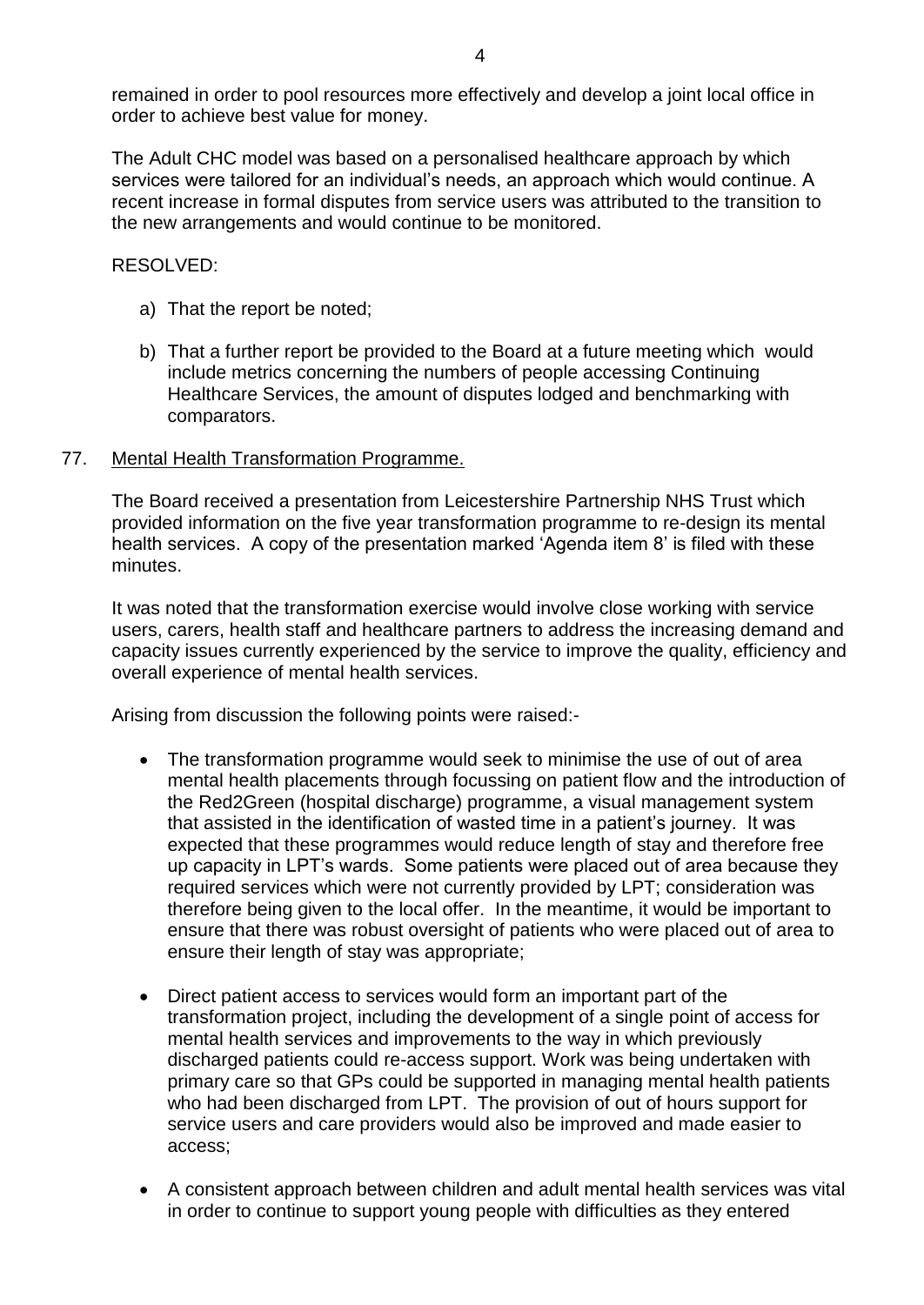remained in order to pool resources more effectively and develop a joint local office in order to achieve best value for money.

The Adult CHC model was based on a personalised healthcare approach by which services were tailored for an individual's needs, an approach which would continue. A recent increase in formal disputes from service users was attributed to the transition to the new arrangements and would continue to be monitored.

RESOLVED:

a) That the report be noted;

b) That a further report be provided to the Board at a future meeting which would include metrics concerning the numbers of people accessing Continuing Healthcare Services, the amount of disputes lodged and benchmarking with comparators.

77. Mental Health Transformation Programme.

The Board received a presentation from Leicestershire Partnership NHS Trust which provided information on the five year transformation programme to re-design its mental health services. A copy of the presentation marked 'Agenda item 8' is filed with these minutes.

It was noted that the transformation exercise would involve close working with service users, carers, health staff and healthcare partners to address the increasing demand and capacity issues currently experienced by the service to improve the quality, efficiency and overall experience of mental health services.

Arising from discussion the following points were raised:-

- The transformation programme would seek to minimise the use of out of area mental health placements through focussing on patient flow and the introduction of the Red2Green (hospital discharge) programme, a visual management system that assisted in the identification of wasted time in a patient's journey. It was expected that these programmes would reduce length of stay and therefore free up capacity in LPT's wards. Some patients were placed out of area because they required services which were not currently provided by LPT; consideration was therefore being given to the local offer. In the meantime, it would be important to ensure that there was robust oversight of patients who were placed out of area to ensure their length of stay was appropriate;

- Direct patient access to services would form an important part of the transformation project, including the development of a single point of access for mental health services and improvements to the way in which previously discharged patients could re-access support. Work was being undertaken with primary care so that GPs could be supported in managing mental health patients who had been discharged from LPT. The provision of out of hours support for service users and care providers would also be improved and made easier to access;

- A consistent approach between children and adult mental health services was vital in order to continue to support young people with difficulties as they entered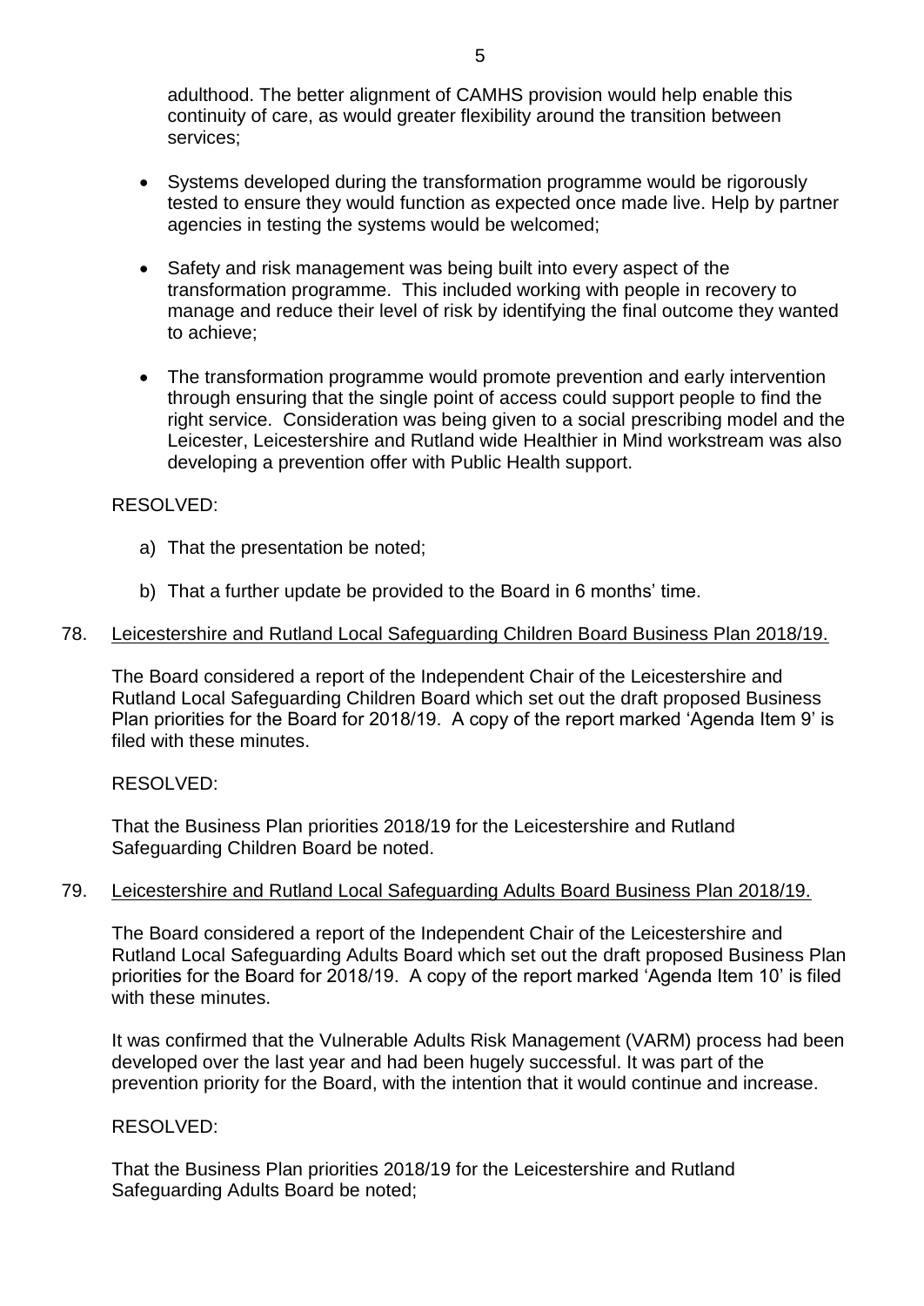adulthood. The better alignment of CAMHS provision would help enable this continuity of care, as would greater flexibility around the transition between services;

- Systems developed during the transformation programme would be rigorously tested to ensure they would function as expected once made live. Help by partner agencies in testing the systems would be welcomed;

- Safety and risk management was being built into every aspect of the transformation programme. This included working with people in recovery to manage and reduce their level of risk by identifying the final outcome they wanted to achieve;

- The transformation programme would promote prevention and early intervention through ensuring that the single point of access could support people to find the right service. Consideration was being given to a social prescribing model and the Leicester, Leicestershire and Rutland wide Healthier in Mind workstream was also developing a prevention offer with Public Health support.

RESOLVED:

a) That the presentation be noted;

b) That a further update be provided to the Board in 6 months' time.

78. Leicestershire and Rutland Local Safeguarding Children Board Business Plan 2018/19.

The Board considered a report of the Independent Chair of the Leicestershire and Rutland Local Safeguarding Children Board which set out the draft proposed Business Plan priorities for the Board for 2018/19. A copy of the report marked 'Agenda Item 9' is filed with these minutes.

RESOLVED:

That the Business Plan priorities 2018/19 for the Leicestershire and Rutland Safeguarding Children Board be noted.

79. Leicestershire and Rutland Local Safeguarding Adults Board Business Plan 2018/19.

The Board considered a report of the Independent Chair of the Leicestershire and Rutland Local Safeguarding Adults Board which set out the draft proposed Business Plan priorities for the Board for 2018/19. A copy of the report marked 'Agenda Item 10' is filed with these minutes.

It was confirmed that the Vulnerable Adults Risk Management (VARM) process had been developed over the last year and had been hugely successful. It was part of the prevention priority for the Board, with the intention that it would continue and increase.

RESOLVED:

That the Business Plan priorities 2018/19 for the Leicestershire and Rutland Safeguarding Adults Board be noted;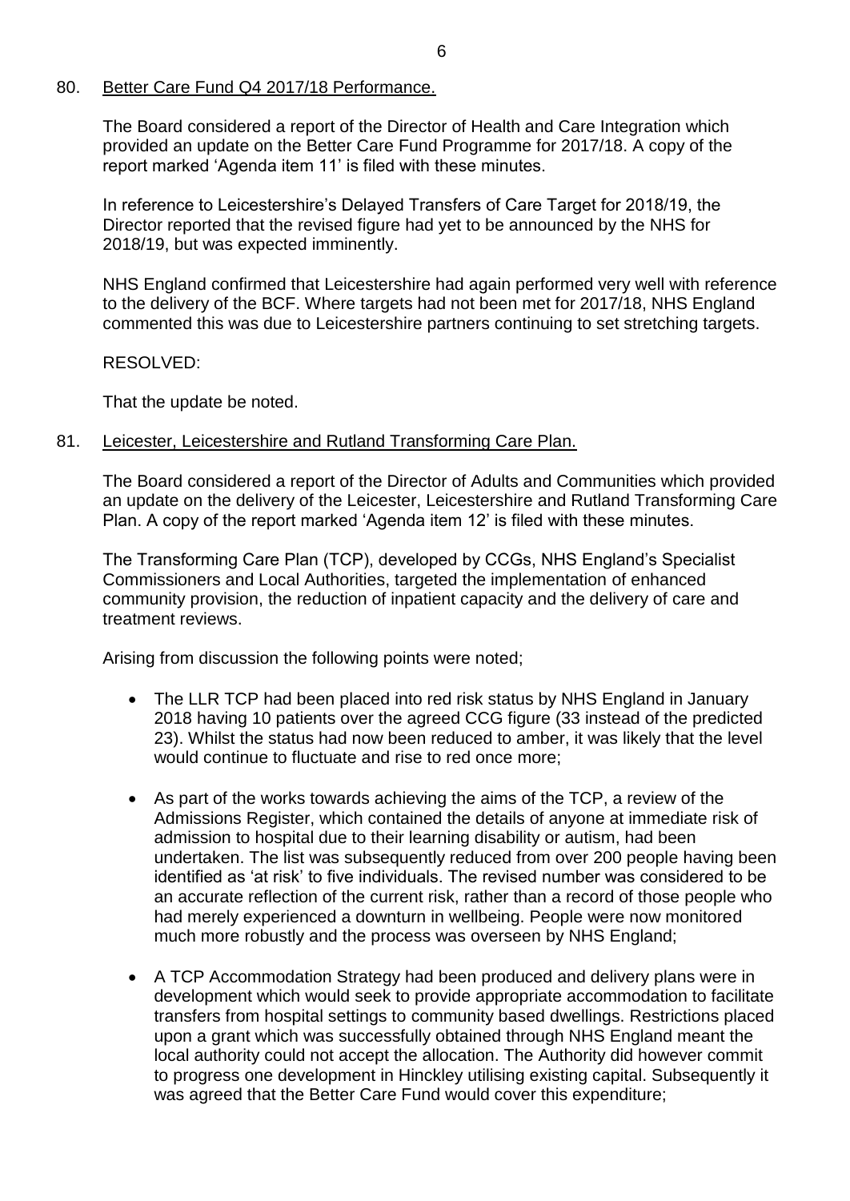80. Better Care Fund Q4 2017/18 Performance.

The Board considered a report of the Director of Health and Care Integration which provided an update on the Better Care Fund Programme for 2017/18. A copy of the report marked 'Agenda item 11' is filed with these minutes.

In reference to Leicestershire's Delayed Transfers of Care Target for 2018/19, the Director reported that the revised figure had yet to be announced by the NHS for 2018/19, but was expected imminently.

NHS England confirmed that Leicestershire had again performed very well with reference to the delivery of the BCF. Where targets had not been met for 2017/18, NHS England commented this was due to Leicestershire partners continuing to set stretching targets.

RESOLVED:

That the update be noted.

81. Leicester, Leicestershire and Rutland Transforming Care Plan.

The Board considered a report of the Director of Adults and Communities which provided an update on the delivery of the Leicester, Leicestershire and Rutland Transforming Care Plan. A copy of the report marked 'Agenda item 12' is filed with these minutes.

The Transforming Care Plan (TCP), developed by CCGs, NHS England's Specialist Commissioners and Local Authorities, targeted the implementation of enhanced community provision, the reduction of inpatient capacity and the delivery of care and treatment reviews.

Arising from discussion the following points were noted;

- The LLR TCP had been placed into red risk status by NHS England in January 2018 having 10 patients over the agreed CCG figure (33 instead of the predicted 23). Whilst the status had now been reduced to amber, it was likely that the level would continue to fluctuate and rise to red once more;

- As part of the works towards achieving the aims of the TCP, a review of the Admissions Register, which contained the details of anyone at immediate risk of admission to hospital due to their learning disability or autism, had been undertaken. The list was subsequently reduced from over 200 people having been identified as 'at risk' to five individuals. The revised number was considered to be an accurate reflection of the current risk, rather than a record of those people who had merely experienced a downturn in wellbeing. People were now monitored much more robustly and the process was overseen by NHS England;

- A TCP Accommodation Strategy had been produced and delivery plans were in development which would seek to provide appropriate accommodation to facilitate transfers from hospital settings to community based dwellings. Restrictions placed upon a grant which was successfully obtained through NHS England meant the local authority could not accept the allocation. The Authority did however commit to progress one development in Hinckley utilising existing capital. Subsequently it was agreed that the Better Care Fund would cover this expenditure;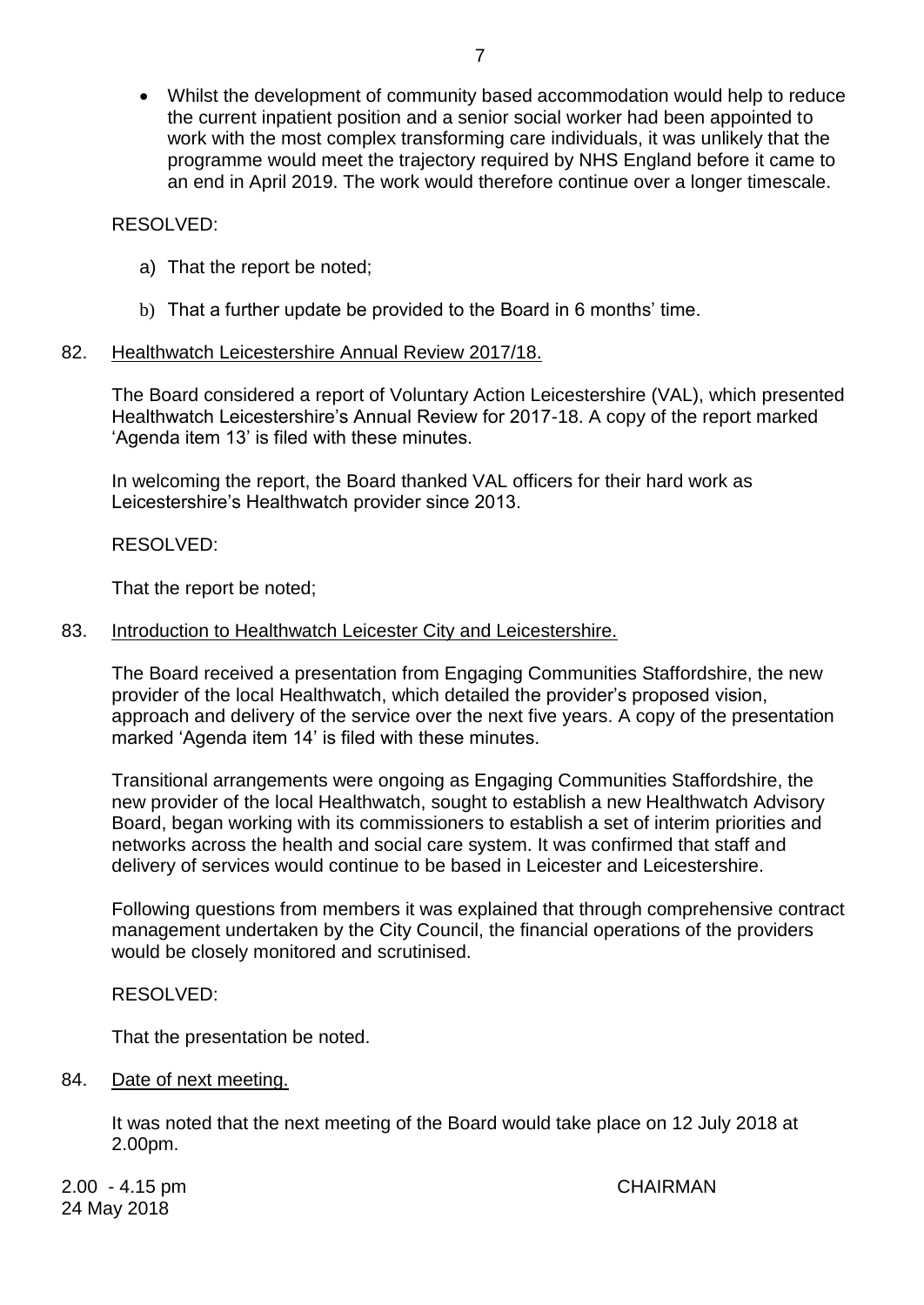- Whilst the development of community based accommodation would help to reduce the current inpatient position and a senior social worker had been appointed to work with the most complex transforming care individuals, it was unlikely that the programme would meet the trajectory required by NHS England before it came to an end in April 2019. The work would therefore continue over a longer timescale.

RESOLVED:

a) That the report be noted;

b) That a further update be provided to the Board in 6 months' time.

82. <u>Healthwatch Leicestershire Annual Review 2017/18.</u>

The Board considered a report of Voluntary Action Leicestershire (VAL), which presented Healthwatch Leicestershire's Annual Review for 2017-18. A copy of the report marked 'Agenda item 13' is filed with these minutes.

In welcoming the report, the Board thanked VAL officers for their hard work as Leicestershire's Healthwatch provider since 2013.

RESOLVED:

That the report be noted;

83. <u>Introduction to Healthwatch Leicester City and Leicestershire.</u>

The Board received a presentation from Engaging Communities Staffordshire, the new provider of the local Healthwatch, which detailed the provider's proposed vision, approach and delivery of the service over the next five years. A copy of the presentation marked 'Agenda item 14' is filed with these minutes.

Transitional arrangements were ongoing as Engaging Communities Staffordshire, the new provider of the local Healthwatch, sought to establish a new Healthwatch Advisory Board, began working with its commissioners to establish a set of interim priorities and networks across the health and social care system. It was confirmed that staff and delivery of services would continue to be based in Leicester and Leicestershire.

Following questions from members it was explained that through comprehensive contract management undertaken by the City Council, the financial operations of the providers would be closely monitored and scrutinised.

RESOLVED:

That the presentation be noted.

84. <u>Date of next meeting.</u>

It was noted that the next meeting of the Board would take place on 12 July 2018 at 2.00pm.

2.00 - 4.15 pm
24 May 2018

CHAIRMAN